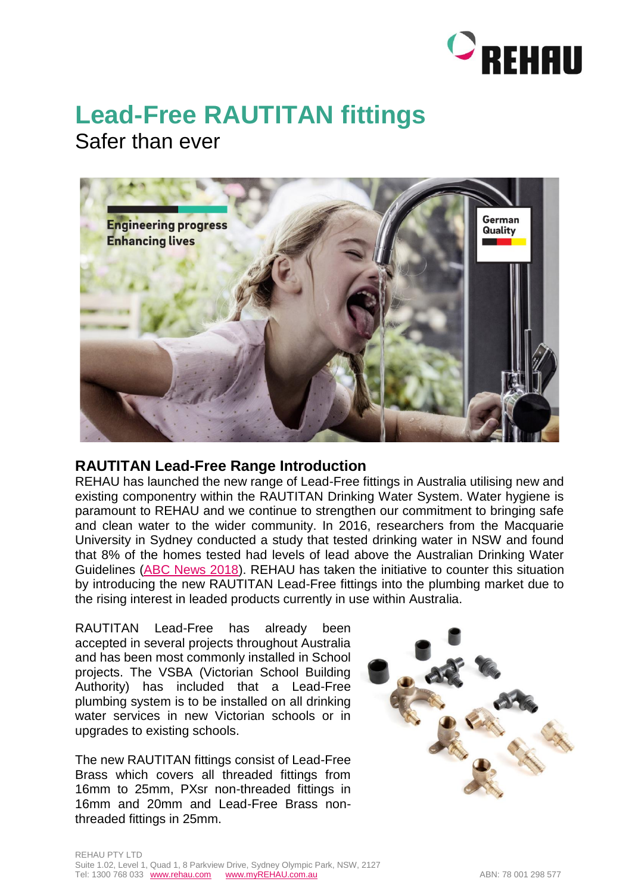# Lead-Free RAUTITAN fittings

Safer than ever

## RAUTITAN Lead-Free Range Introduction

REHAU has launched the new range of Lead-Free fittings in Australia utilising new and existing componentry within the RAUTITAN Drinking Water System. Water hygiene is paramount to REHAU and we continue to strengthen our commitment to bringing safe and clean water to the wider community. In 2016, researchers from the Macquarie University in Sydney conducted a study that tested drinking water in NSW and found that 8% of the homes tested had levels of lead above the Australian Drinking Water Guidelines (ABC News 2018). REHAU has taken the initiative to counter this situation by introducing the new RAUTITAN Lead-Free fittings into the plumbing market due to the rising interest in leaded products currently in use within Australia.

RAUTITAN Lead-Free has already been accepted in several projects throughout Australia and has been most commonly installed in School projects. The VSBA (Victorian School Building Authority) has included that a Lead-Free plumbing system is to be installed on all drinking water services in new Victorian schools or in upgrades to existing schools.

The new RAUTITAN fittings consist of Lead-Free Brass which covers all threaded fittings from 16mm to 25mm, PXsr non-threaded fittings in 16mm and 20mm and Lead-Free Brass non-threaded fittings in 25mm.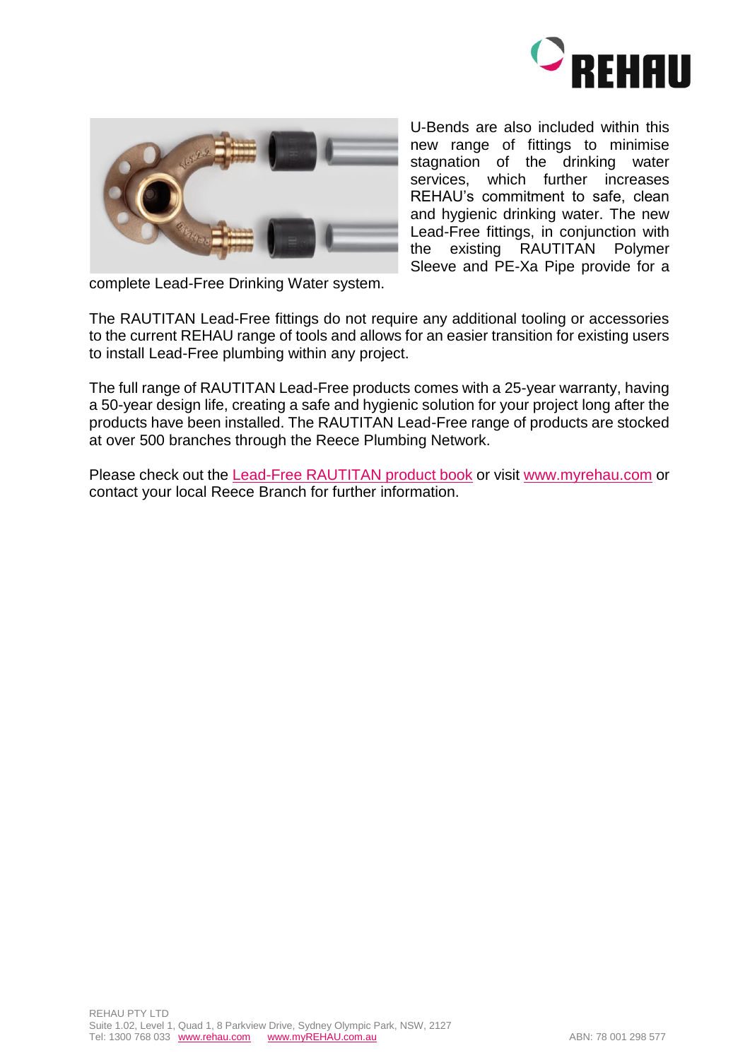U-Bends are also included within this new range of fittings to minimise stagnation of the drinking water services, which further increases REHAU's commitment to safe, clean and hygienic drinking water. The new Lead-Free fittings, in conjunction with the existing RAUTITAN Polymer Sleeve and PE-Xa Pipe provide for a complete Lead-Free Drinking Water system.

The RAUTITAN Lead-Free fittings do not require any additional tooling or accessories to the current REHAU range of tools and allows for an easier transition for existing users to install Lead-Free plumbing within any project.

The full range of RAUTITAN Lead-Free products comes with a 25-year warranty, having a 50-year design life, creating a safe and hygienic solution for your project long after the products have been installed. The RAUTITAN Lead-Free range of products are stocked at over 500 branches through the Reece Plumbing Network.

Please check out the Lead-Free RAUTITAN product book or visit www.myrehau.com or contact your local Reece Branch for further information.